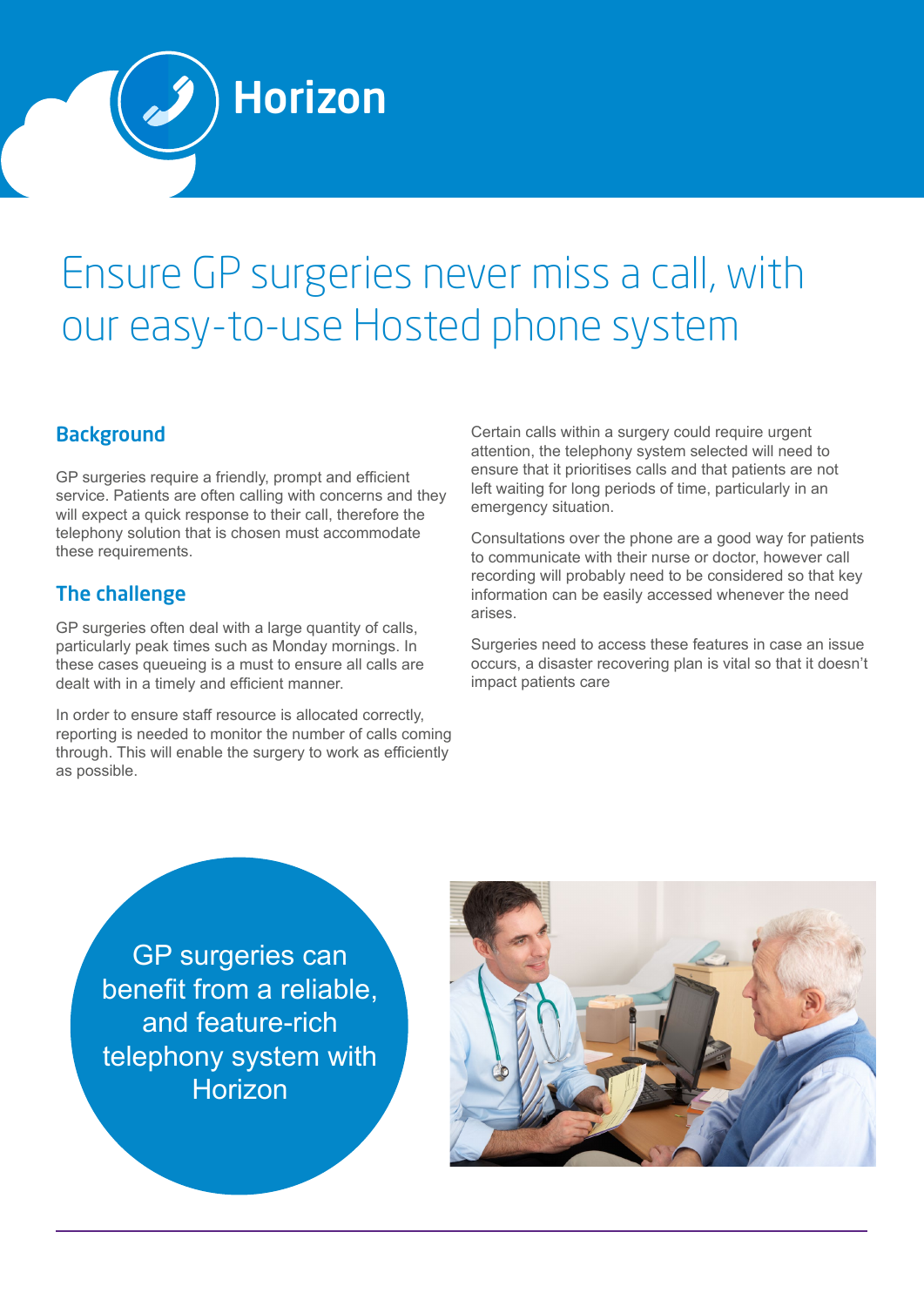Horizon

# Ensure GP surgeries never miss a call, with our easy-to-use Hosted phone system

## Background

GP surgeries require a friendly, prompt and efficient service. Patients are often calling with concerns and they will expect a quick response to their call, therefore the telephony solution that is chosen must accommodate these requirements.

## The challenge

GP surgeries often deal with a large quantity of calls, particularly peak times such as Monday mornings. In these cases queueing is a must to ensure all calls are dealt with in a timely and efficient manner.

In order to ensure staff resource is allocated correctly, reporting is needed to monitor the number of calls coming through. This will enable the surgery to work as efficiently as possible.

Certain calls within a surgery could require urgent attention, the telephony system selected will need to ensure that it prioritises calls and that patients are not left waiting for long periods of time, particularly in an emergency situation.

Consultations over the phone are a good way for patients to communicate with their nurse or doctor, however call recording will probably need to be considered so that key information can be easily accessed whenever the need arises.

Surgeries need to access these features in case an issue occurs, a disaster recovering plan is vital so that it doesn't impact patients care

GP surgeries can benefit from a reliable, and feature-rich telephony system with Horizon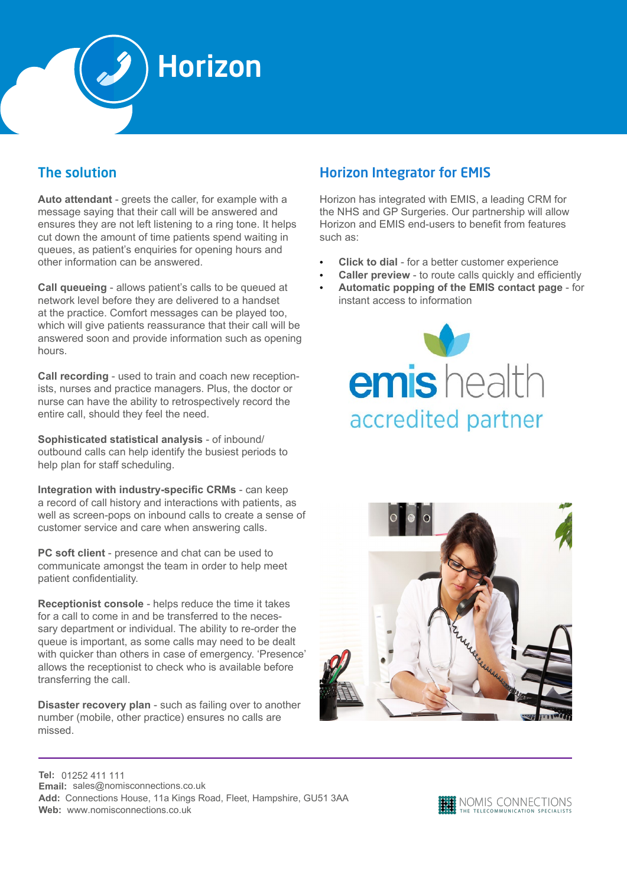# Horizon

## The solution

**Auto attendant** - greets the caller, for example with a message saying that their call will be answered and ensures they are not left listening to a ring tone. It helps cut down the amount of time patients spend waiting in queues, as patient's enquiries for opening hours and other information can be answered.

**Call queueing** - allows patient's calls to be queued at network level before they are delivered to a handset at the practice. Comfort messages can be played too, which will give patients reassurance that their call will be answered soon and provide information such as opening hours.

**Call recording** - used to train and coach new receptionists, nurses and practice managers. Plus, the doctor or nurse can have the ability to retrospectively record the entire call, should they feel the need.

**Sophisticated statistical analysis** - of inbound/outbound calls can help identify the busiest periods to help plan for staff scheduling.

**Integration with industry-specific CRMs** - can keep a record of call history and interactions with patients, as well as screen-pops on inbound calls to create a sense of customer service and care when answering calls.

**PC soft client** - presence and chat can be used to communicate amongst the team in order to help meet patient confidentiality.

**Receptionist console** - helps reduce the time it takes for a call to come in and be transferred to the necessary department or individual. The ability to re-order the queue is important, as some calls may need to be dealt with quicker than others in case of emergency. 'Presence' allows the receptionist to check who is available before transferring the call.

**Disaster recovery plan** - such as failing over to another number (mobile, other practice) ensures no calls are missed.

## Horizon Integrator for EMIS

Horizon has integrated with EMIS, a leading CRM for the NHS and GP Surgeries. Our partnership will allow Horizon and EMIS end-users to benefit from features such as:

- **Click to dial** - for a better customer experience
- **Caller preview** - to route calls quickly and efficiently
- **Automatic popping of the EMIS contact page** - for instant access to information

emis health
accredited partner

---

**Tel:** 01252 411 111
**Email:** sales@nomisconnections.co.uk
**Add:** Connections House, 11a Kings Road, Fleet, Hampshire, GU51 3AA
**Web:** www.nomisconnections.co.uk

NOMIS CONNECTIONS
THE TELECOMMUNICATION SPECIALISTS